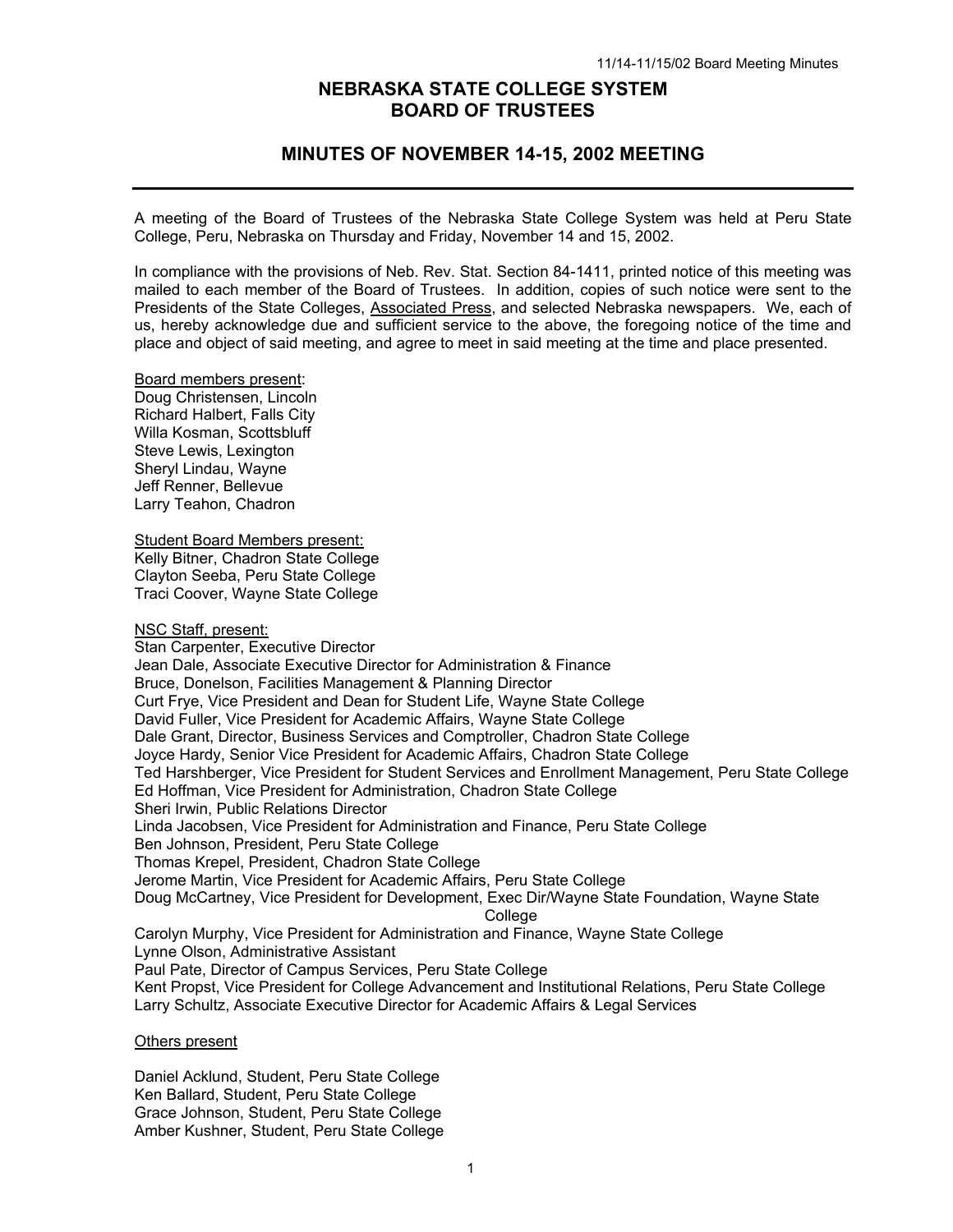# NEBRASKA STATE COLLEGE SYSTEM
# BOARD OF TRUSTEES

## MINUTES OF NOVEMBER 14-15, 2002 MEETING

A meeting of the Board of Trustees of the Nebraska State College System was held at Peru State College, Peru, Nebraska on Thursday and Friday, November 14 and 15, 2002.

In compliance with the provisions of Neb. Rev. Stat. Section 84-1411, printed notice of this meeting was mailed to each member of the Board of Trustees. In addition, copies of such notice were sent to the Presidents of the State Colleges, Associated Press, and selected Nebraska newspapers. We, each of us, hereby acknowledge due and sufficient service to the above, the foregoing notice of the time and place and object of said meeting, and agree to meet in said meeting at the time and place presented.

Board members present:
Doug Christensen, Lincoln
Richard Halbert, Falls City
Willa Kosman, Scottsbluff
Steve Lewis, Lexington
Sheryl Lindau, Wayne
Jeff Renner, Bellevue
Larry Teahon, Chadron

Student Board Members present:
Kelly Bitner, Chadron State College
Clayton Seeba, Peru State College
Traci Coover, Wayne State College

NSC Staff, present:
Stan Carpenter, Executive Director
Jean Dale, Associate Executive Director for Administration & Finance
Bruce, Donelson, Facilities Management & Planning Director
Curt Frye, Vice President and Dean for Student Life, Wayne State College
David Fuller, Vice President for Academic Affairs, Wayne State College
Dale Grant, Director, Business Services and Comptroller, Chadron State College
Joyce Hardy, Senior Vice President for Academic Affairs, Chadron State College
Ted Harshberger, Vice President for Student Services and Enrollment Management, Peru State College
Ed Hoffman, Vice President for Administration, Chadron State College
Sheri Irwin, Public Relations Director
Linda Jacobsen, Vice President for Administration and Finance, Peru State College
Ben Johnson, President, Peru State College
Thomas Krepel, President, Chadron State College
Jerome Martin, Vice President for Academic Affairs, Peru State College
Doug McCartney, Vice President for Development, Exec Dir/Wayne State Foundation, Wayne State College
Carolyn Murphy, Vice President for Administration and Finance, Wayne State College
Lynne Olson, Administrative Assistant
Paul Pate, Director of Campus Services, Peru State College
Kent Propst, Vice President for College Advancement and Institutional Relations, Peru State College
Larry Schultz, Associate Executive Director for Academic Affairs & Legal Services

Others present

Daniel Acklund, Student, Peru State College
Ken Ballard, Student, Peru State College
Grace Johnson, Student, Peru State College
Amber Kushner, Student, Peru State College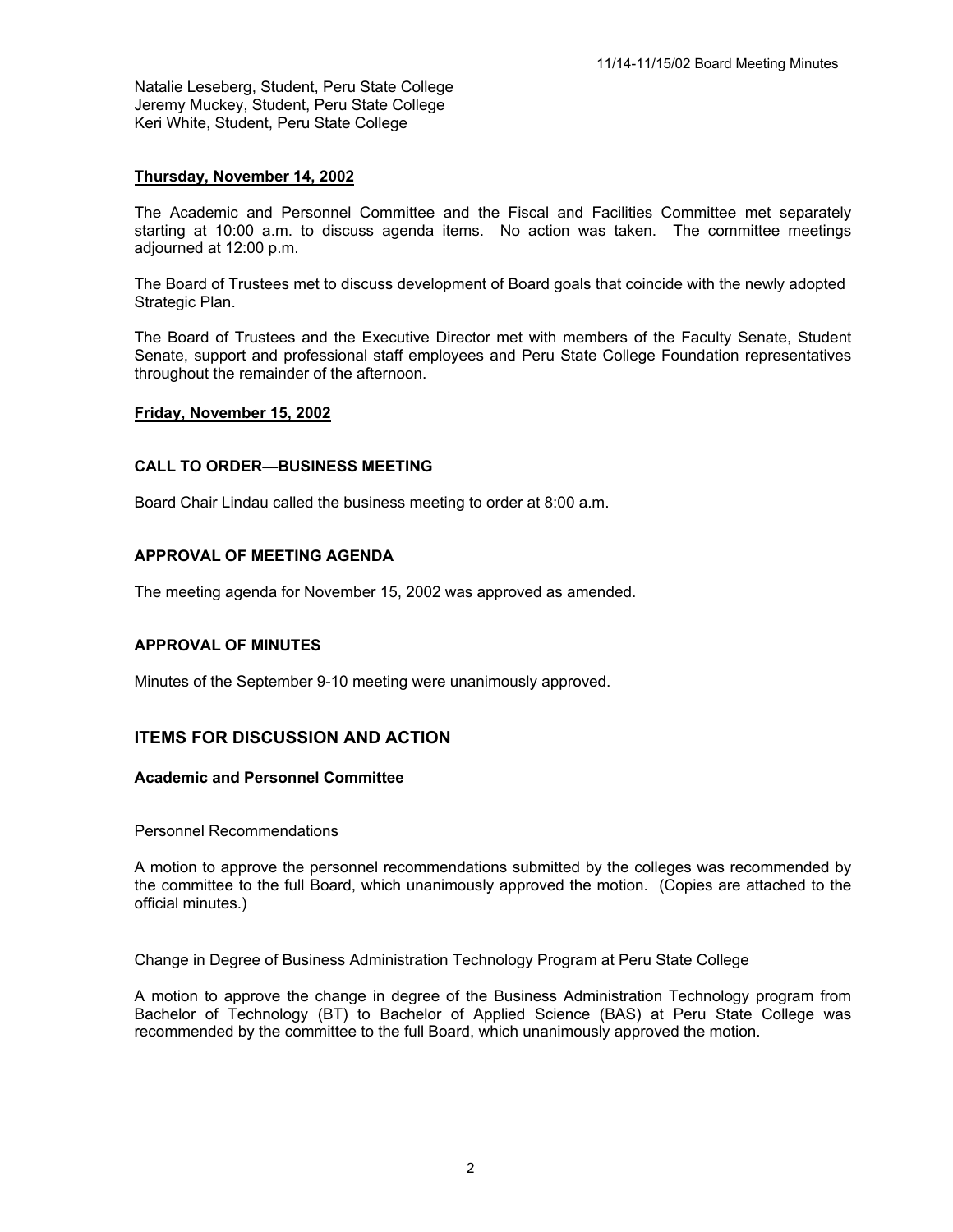Natalie Leseberg, Student, Peru State College
Jeremy Muckey, Student, Peru State College
Keri White, Student, Peru State College

**Thursday, November 14, 2002**

The Academic and Personnel Committee and the Fiscal and Facilities Committee met separately starting at 10:00 a.m. to discuss agenda items. No action was taken. The committee meetings adjourned at 12:00 p.m.

The Board of Trustees met to discuss development of Board goals that coincide with the newly adopted Strategic Plan.

The Board of Trustees and the Executive Director met with members of the Faculty Senate, Student Senate, support and professional staff employees and Peru State College Foundation representatives throughout the remainder of the afternoon.

**Friday, November 15, 2002**

### CALL TO ORDER—BUSINESS MEETING

Board Chair Lindau called the business meeting to order at 8:00 a.m.

### APPROVAL OF MEETING AGENDA

The meeting agenda for November 15, 2002 was approved as amended.

### APPROVAL OF MINUTES

Minutes of the September 9-10 meeting were unanimously approved.

## ITEMS FOR DISCUSSION AND ACTION

### Academic and Personnel Committee

Personnel Recommendations

A motion to approve the personnel recommendations submitted by the colleges was recommended by the committee to the full Board, which unanimously approved the motion. (Copies are attached to the official minutes.)

Change in Degree of Business Administration Technology Program at Peru State College

A motion to approve the change in degree of the Business Administration Technology program from Bachelor of Technology (BT) to Bachelor of Applied Science (BAS) at Peru State College was recommended by the committee to the full Board, which unanimously approved the motion.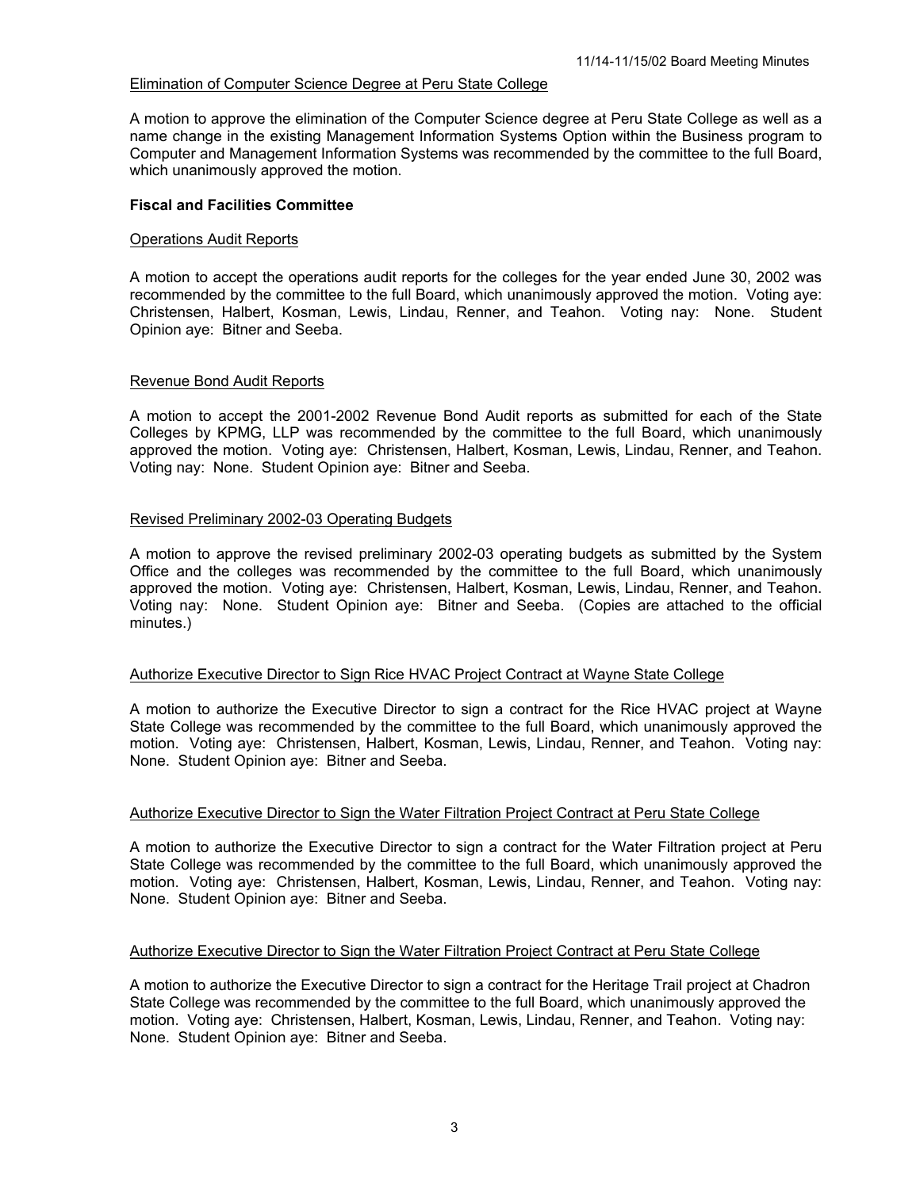Elimination of Computer Science Degree at Peru State College

A motion to approve the elimination of the Computer Science degree at Peru State College as well as a name change in the existing Management Information Systems Option within the Business program to Computer and Management Information Systems was recommended by the committee to the full Board, which unanimously approved the motion.

**Fiscal and Facilities Committee**

Operations Audit Reports

A motion to accept the operations audit reports for the colleges for the year ended June 30, 2002 was recommended by the committee to the full Board, which unanimously approved the motion. Voting aye: Christensen, Halbert, Kosman, Lewis, Lindau, Renner, and Teahon. Voting nay: None. Student Opinion aye: Bitner and Seeba.

Revenue Bond Audit Reports

A motion to accept the 2001-2002 Revenue Bond Audit reports as submitted for each of the State Colleges by KPMG, LLP was recommended by the committee to the full Board, which unanimously approved the motion. Voting aye: Christensen, Halbert, Kosman, Lewis, Lindau, Renner, and Teahon. Voting nay: None. Student Opinion aye: Bitner and Seeba.

Revised Preliminary 2002-03 Operating Budgets

A motion to approve the revised preliminary 2002-03 operating budgets as submitted by the System Office and the colleges was recommended by the committee to the full Board, which unanimously approved the motion. Voting aye: Christensen, Halbert, Kosman, Lewis, Lindau, Renner, and Teahon. Voting nay: None. Student Opinion aye: Bitner and Seeba. (Copies are attached to the official minutes.)

Authorize Executive Director to Sign Rice HVAC Project Contract at Wayne State College

A motion to authorize the Executive Director to sign a contract for the Rice HVAC project at Wayne State College was recommended by the committee to the full Board, which unanimously approved the motion. Voting aye: Christensen, Halbert, Kosman, Lewis, Lindau, Renner, and Teahon. Voting nay: None. Student Opinion aye: Bitner and Seeba.

Authorize Executive Director to Sign the Water Filtration Project Contract at Peru State College

A motion to authorize the Executive Director to sign a contract for the Water Filtration project at Peru State College was recommended by the committee to the full Board, which unanimously approved the motion. Voting aye: Christensen, Halbert, Kosman, Lewis, Lindau, Renner, and Teahon. Voting nay: None. Student Opinion aye: Bitner and Seeba.

Authorize Executive Director to Sign the Water Filtration Project Contract at Peru State College

A motion to authorize the Executive Director to sign a contract for the Heritage Trail project at Chadron State College was recommended by the committee to the full Board, which unanimously approved the motion. Voting aye: Christensen, Halbert, Kosman, Lewis, Lindau, Renner, and Teahon. Voting nay: None. Student Opinion aye: Bitner and Seeba.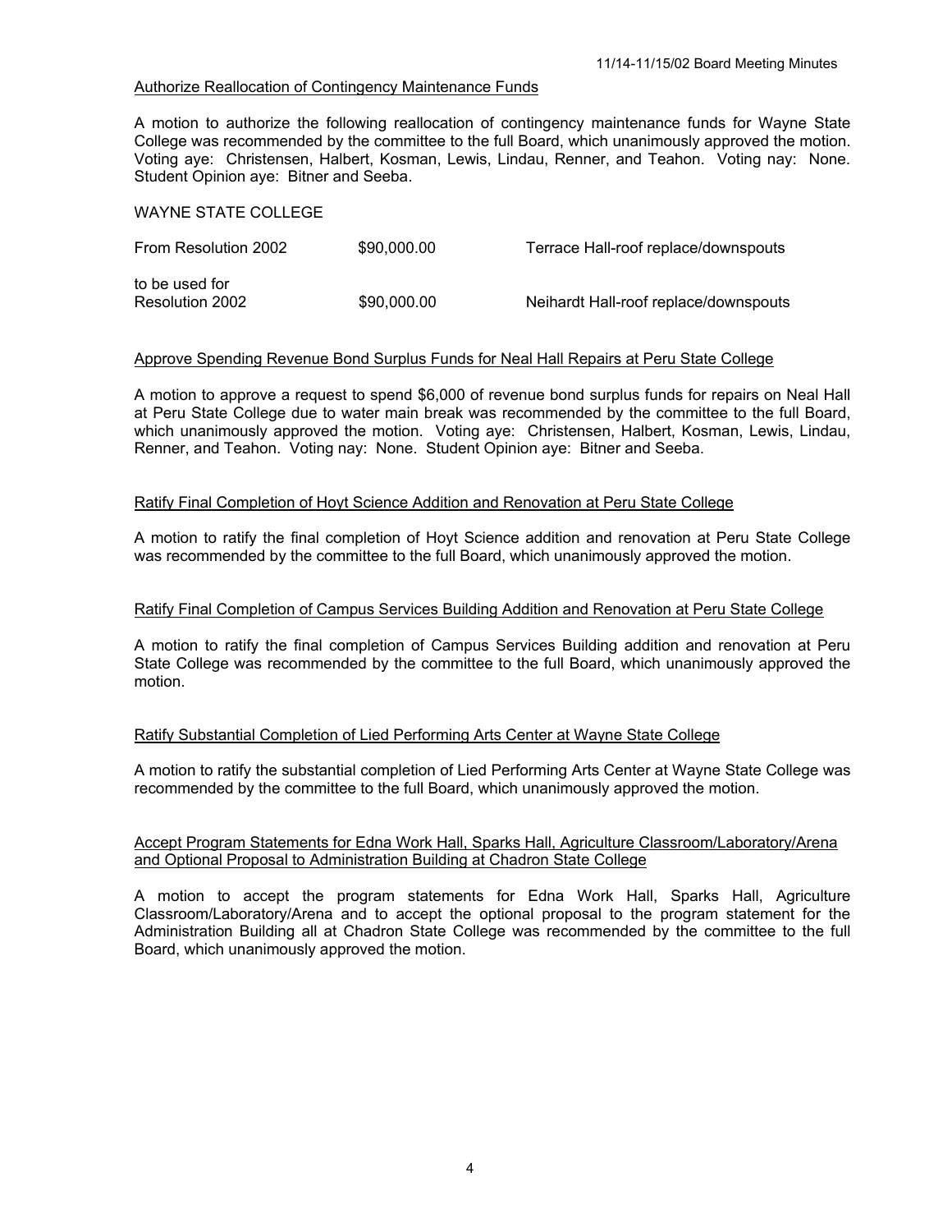### Authorize Reallocation of Contingency Maintenance Funds

A motion to authorize the following reallocation of contingency maintenance funds for Wayne State College was recommended by the committee to the full Board, which unanimously approved the motion. Voting aye: Christensen, Halbert, Kosman, Lewis, Lindau, Renner, and Teahon. Voting nay: None. Student Opinion aye: Bitner and Seeba.

WAYNE STATE COLLEGE

| | | |
|---|---|---|
| From Resolution 2002 | \$90,000.00 | Terrace Hall-roof replace/downspouts |
| to be used for Resolution 2002 | \$90,000.00 | Neihardt Hall-roof replace/downspouts |

### Approve Spending Revenue Bond Surplus Funds for Neal Hall Repairs at Peru State College

A motion to approve a request to spend \$6,000 of revenue bond surplus funds for repairs on Neal Hall at Peru State College due to water main break was recommended by the committee to the full Board, which unanimously approved the motion. Voting aye: Christensen, Halbert, Kosman, Lewis, Lindau, Renner, and Teahon. Voting nay: None. Student Opinion aye: Bitner and Seeba.

### Ratify Final Completion of Hoyt Science Addition and Renovation at Peru State College

A motion to ratify the final completion of Hoyt Science addition and renovation at Peru State College was recommended by the committee to the full Board, which unanimously approved the motion.

### Ratify Final Completion of Campus Services Building Addition and Renovation at Peru State College

A motion to ratify the final completion of Campus Services Building addition and renovation at Peru State College was recommended by the committee to the full Board, which unanimously approved the motion.

### Ratify Substantial Completion of Lied Performing Arts Center at Wayne State College

A motion to ratify the substantial completion of Lied Performing Arts Center at Wayne State College was recommended by the committee to the full Board, which unanimously approved the motion.

### Accept Program Statements for Edna Work Hall, Sparks Hall, Agriculture Classroom/Laboratory/Arena and Optional Proposal to Administration Building at Chadron State College

A motion to accept the program statements for Edna Work Hall, Sparks Hall, Agriculture Classroom/Laboratory/Arena and to accept the optional proposal to the program statement for the Administration Building all at Chadron State College was recommended by the committee to the full Board, which unanimously approved the motion.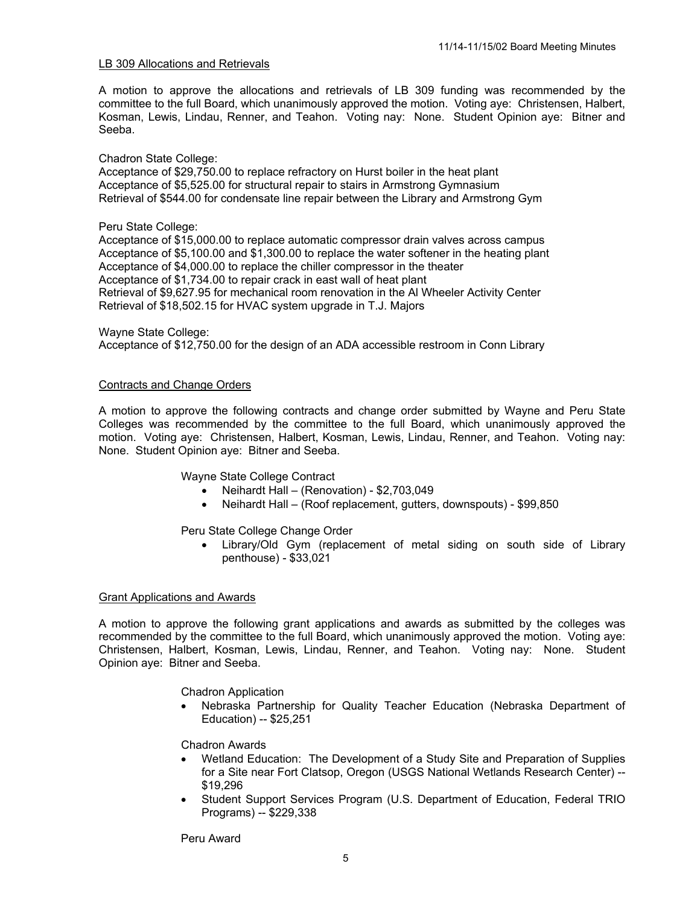LB 309 Allocations and Retrievals

A motion to approve the allocations and retrievals of LB 309 funding was recommended by the committee to the full Board, which unanimously approved the motion. Voting aye: Christensen, Halbert, Kosman, Lewis, Lindau, Renner, and Teahon. Voting nay: None. Student Opinion aye: Bitner and Seeba.

Chadron State College:
Acceptance of $29,750.00 to replace refractory on Hurst boiler in the heat plant
Acceptance of $5,525.00 for structural repair to stairs in Armstrong Gymnasium
Retrieval of $544.00 for condensate line repair between the Library and Armstrong Gym

Peru State College:
Acceptance of $15,000.00 to replace automatic compressor drain valves across campus
Acceptance of $5,100.00 and $1,300.00 to replace the water softener in the heating plant
Acceptance of $4,000.00 to replace the chiller compressor in the theater
Acceptance of $1,734.00 to repair crack in east wall of heat plant
Retrieval of $9,627.95 for mechanical room renovation in the Al Wheeler Activity Center
Retrieval of $18,502.15 for HVAC system upgrade in T.J. Majors

Wayne State College:
Acceptance of $12,750.00 for the design of an ADA accessible restroom in Conn Library

Contracts and Change Orders

A motion to approve the following contracts and change order submitted by Wayne and Peru State Colleges was recommended by the committee to the full Board, which unanimously approved the motion. Voting aye: Christensen, Halbert, Kosman, Lewis, Lindau, Renner, and Teahon. Voting nay: None. Student Opinion aye: Bitner and Seeba.

Wayne State College Contract

- Neihardt Hall – (Renovation) - $2,703,049
- Neihardt Hall – (Roof replacement, gutters, downspouts) - $99,850

Peru State College Change Order

- Library/Old Gym (replacement of metal siding on south side of Library penthouse) - $33,021

Grant Applications and Awards

A motion to approve the following grant applications and awards as submitted by the colleges was recommended by the committee to the full Board, which unanimously approved the motion. Voting aye: Christensen, Halbert, Kosman, Lewis, Lindau, Renner, and Teahon. Voting nay: None. Student Opinion aye: Bitner and Seeba.

Chadron Application

- Nebraska Partnership for Quality Teacher Education (Nebraska Department of Education) -- $25,251

Chadron Awards

- Wetland Education: The Development of a Study Site and Preparation of Supplies for a Site near Fort Clatsop, Oregon (USGS National Wetlands Research Center) -- $19,296
- Student Support Services Program (U.S. Department of Education, Federal TRIO Programs) -- $229,338

Peru Award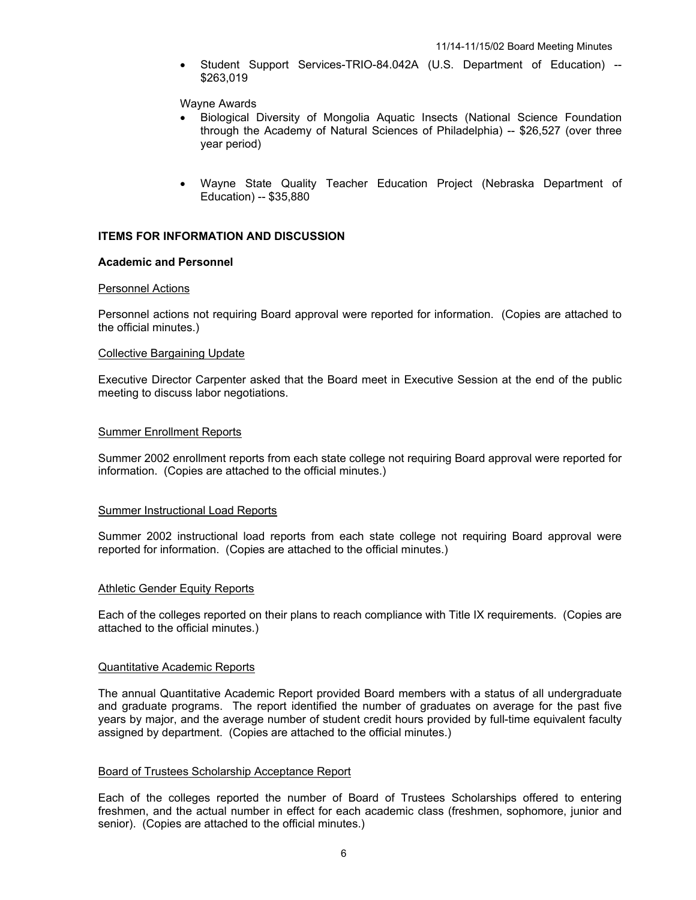- Student Support Services-TRIO-84.042A (U.S. Department of Education) -- $263,019

Wayne Awards

- Biological Diversity of Mongolia Aquatic Insects (National Science Foundation through the Academy of Natural Sciences of Philadelphia) -- $26,527 (over three year period)

- Wayne State Quality Teacher Education Project (Nebraska Department of Education) -- $35,880

## ITEMS FOR INFORMATION AND DISCUSSION

### Academic and Personnel

Personnel Actions

Personnel actions not requiring Board approval were reported for information. (Copies are attached to the official minutes.)

Collective Bargaining Update

Executive Director Carpenter asked that the Board meet in Executive Session at the end of the public meeting to discuss labor negotiations.

Summer Enrollment Reports

Summer 2002 enrollment reports from each state college not requiring Board approval were reported for information. (Copies are attached to the official minutes.)

Summer Instructional Load Reports

Summer 2002 instructional load reports from each state college not requiring Board approval were reported for information. (Copies are attached to the official minutes.)

Athletic Gender Equity Reports

Each of the colleges reported on their plans to reach compliance with Title IX requirements. (Copies are attached to the official minutes.)

Quantitative Academic Reports

The annual Quantitative Academic Report provided Board members with a status of all undergraduate and graduate programs. The report identified the number of graduates on average for the past five years by major, and the average number of student credit hours provided by full-time equivalent faculty assigned by department. (Copies are attached to the official minutes.)

Board of Trustees Scholarship Acceptance Report

Each of the colleges reported the number of Board of Trustees Scholarships offered to entering freshmen, and the actual number in effect for each academic class (freshmen, sophomore, junior and senior). (Copies are attached to the official minutes.)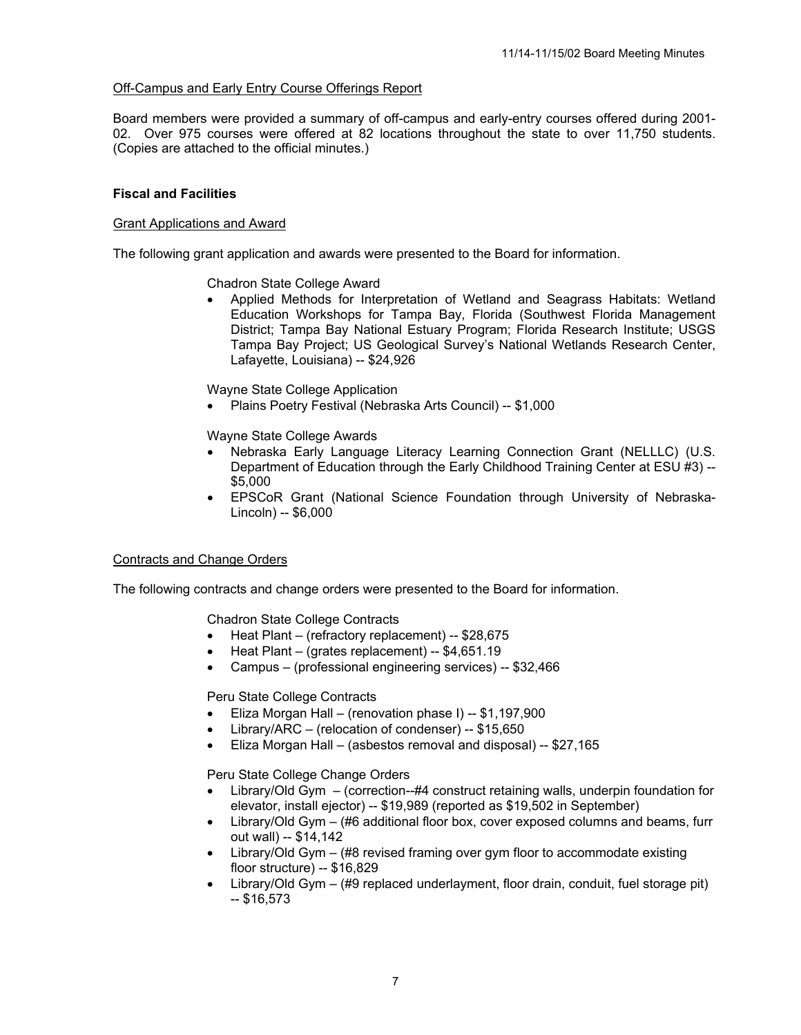Off-Campus and Early Entry Course Offerings Report

Board members were provided a summary of off-campus and early-entry courses offered during 2001-02. Over 975 courses were offered at 82 locations throughout the state to over 11,750 students. (Copies are attached to the official minutes.)

**Fiscal and Facilities**

Grant Applications and Award

The following grant application and awards were presented to the Board for information.

Chadron State College Award

- Applied Methods for Interpretation of Wetland and Seagrass Habitats: Wetland Education Workshops for Tampa Bay, Florida (Southwest Florida Management District; Tampa Bay National Estuary Program; Florida Research Institute; USGS Tampa Bay Project; US Geological Survey's National Wetlands Research Center, Lafayette, Louisiana) -- $24,926

Wayne State College Application

- Plains Poetry Festival (Nebraska Arts Council) -- $1,000

Wayne State College Awards

- Nebraska Early Language Literacy Learning Connection Grant (NELLLC) (U.S. Department of Education through the Early Childhood Training Center at ESU #3) -- $5,000
- EPSCoR Grant (National Science Foundation through University of Nebraska-Lincoln) -- $6,000

Contracts and Change Orders

The following contracts and change orders were presented to the Board for information.

Chadron State College Contracts

- Heat Plant – (refractory replacement) -- $28,675
- Heat Plant – (grates replacement) -- $4,651.19
- Campus – (professional engineering services) -- $32,466

Peru State College Contracts

- Eliza Morgan Hall – (renovation phase I) -- $1,197,900
- Library/ARC – (relocation of condenser) -- $15,650
- Eliza Morgan Hall – (asbestos removal and disposal) -- $27,165

Peru State College Change Orders

- Library/Old Gym – (correction--#4 construct retaining walls, underpin foundation for elevator, install ejector) -- $19,989 (reported as $19,502 in September)
- Library/Old Gym – (#6 additional floor box, cover exposed columns and beams, furr out wall) -- $14,142
- Library/Old Gym – (#8 revised framing over gym floor to accommodate existing floor structure) -- $16,829
- Library/Old Gym – (#9 replaced underlayment, floor drain, conduit, fuel storage pit) -- $16,573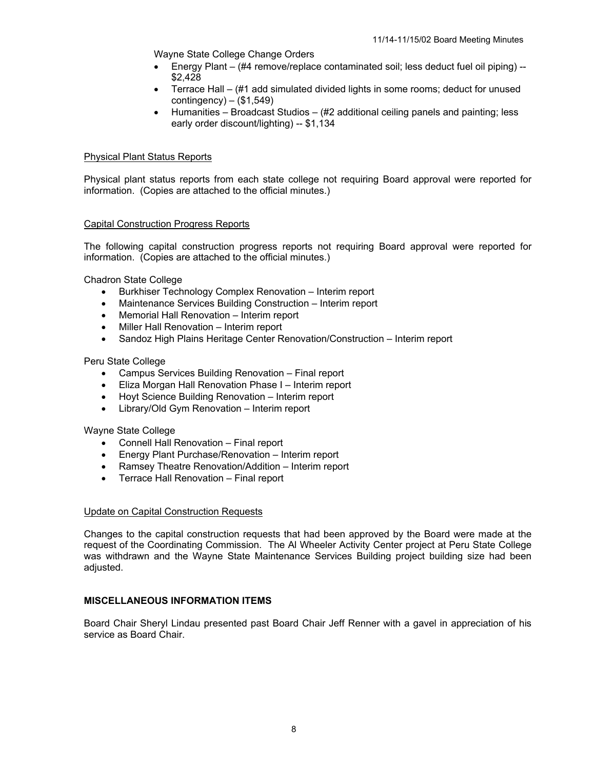Wayne State College Change Orders

- Energy Plant – (#4 remove/replace contaminated soil; less deduct fuel oil piping) -- $2,428
- Terrace Hall – (#1 add simulated divided lights in some rooms; deduct for unused contingency) – ($1,549)
- Humanities – Broadcast Studios – (#2 additional ceiling panels and painting; less early order discount/lighting) -- $1,134

Physical Plant Status Reports

Physical plant status reports from each state college not requiring Board approval were reported for information. (Copies are attached to the official minutes.)

Capital Construction Progress Reports

The following capital construction progress reports not requiring Board approval were reported for information. (Copies are attached to the official minutes.)

Chadron State College

- Burkhiser Technology Complex Renovation – Interim report
- Maintenance Services Building Construction – Interim report
- Memorial Hall Renovation – Interim report
- Miller Hall Renovation – Interim report
- Sandoz High Plains Heritage Center Renovation/Construction – Interim report

Peru State College

- Campus Services Building Renovation – Final report
- Eliza Morgan Hall Renovation Phase I – Interim report
- Hoyt Science Building Renovation – Interim report
- Library/Old Gym Renovation – Interim report

Wayne State College

- Connell Hall Renovation – Final report
- Energy Plant Purchase/Renovation – Interim report
- Ramsey Theatre Renovation/Addition – Interim report
- Terrace Hall Renovation – Final report

Update on Capital Construction Requests

Changes to the capital construction requests that had been approved by the Board were made at the request of the Coordinating Commission. The Al Wheeler Activity Center project at Peru State College was withdrawn and the Wayne State Maintenance Services Building project building size had been adjusted.

**MISCELLANEOUS INFORMATION ITEMS**

Board Chair Sheryl Lindau presented past Board Chair Jeff Renner with a gavel in appreciation of his service as Board Chair.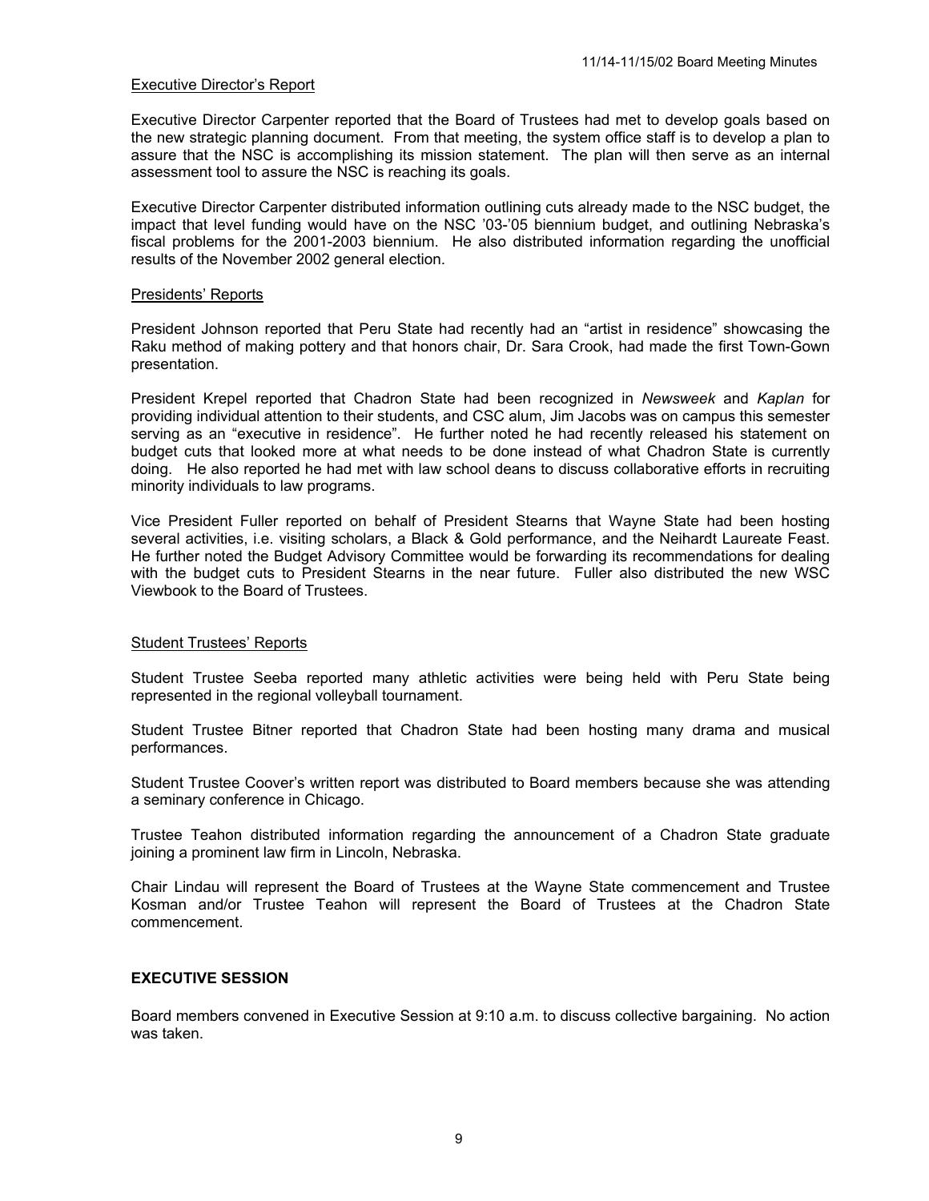Executive Director's Report

Executive Director Carpenter reported that the Board of Trustees had met to develop goals based on the new strategic planning document. From that meeting, the system office staff is to develop a plan to assure that the NSC is accomplishing its mission statement. The plan will then serve as an internal assessment tool to assure the NSC is reaching its goals.

Executive Director Carpenter distributed information outlining cuts already made to the NSC budget, the impact that level funding would have on the NSC '03-'05 biennium budget, and outlining Nebraska's fiscal problems for the 2001-2003 biennium. He also distributed information regarding the unofficial results of the November 2002 general election.

Presidents' Reports

President Johnson reported that Peru State had recently had an "artist in residence" showcasing the Raku method of making pottery and that honors chair, Dr. Sara Crook, had made the first Town-Gown presentation.

President Krepel reported that Chadron State had been recognized in *Newsweek* and *Kaplan* for providing individual attention to their students, and CSC alum, Jim Jacobs was on campus this semester serving as an "executive in residence". He further noted he had recently released his statement on budget cuts that looked more at what needs to be done instead of what Chadron State is currently doing. He also reported he had met with law school deans to discuss collaborative efforts in recruiting minority individuals to law programs.

Vice President Fuller reported on behalf of President Stearns that Wayne State had been hosting several activities, i.e. visiting scholars, a Black & Gold performance, and the Neihardt Laureate Feast. He further noted the Budget Advisory Committee would be forwarding its recommendations for dealing with the budget cuts to President Stearns in the near future. Fuller also distributed the new WSC Viewbook to the Board of Trustees.

Student Trustees' Reports

Student Trustee Seeba reported many athletic activities were being held with Peru State being represented in the regional volleyball tournament.

Student Trustee Bitner reported that Chadron State had been hosting many drama and musical performances.

Student Trustee Coover's written report was distributed to Board members because she was attending a seminary conference in Chicago.

Trustee Teahon distributed information regarding the announcement of a Chadron State graduate joining a prominent law firm in Lincoln, Nebraska.

Chair Lindau will represent the Board of Trustees at the Wayne State commencement and Trustee Kosman and/or Trustee Teahon will represent the Board of Trustees at the Chadron State commencement.

**EXECUTIVE SESSION**

Board members convened in Executive Session at 9:10 a.m. to discuss collective bargaining. No action was taken.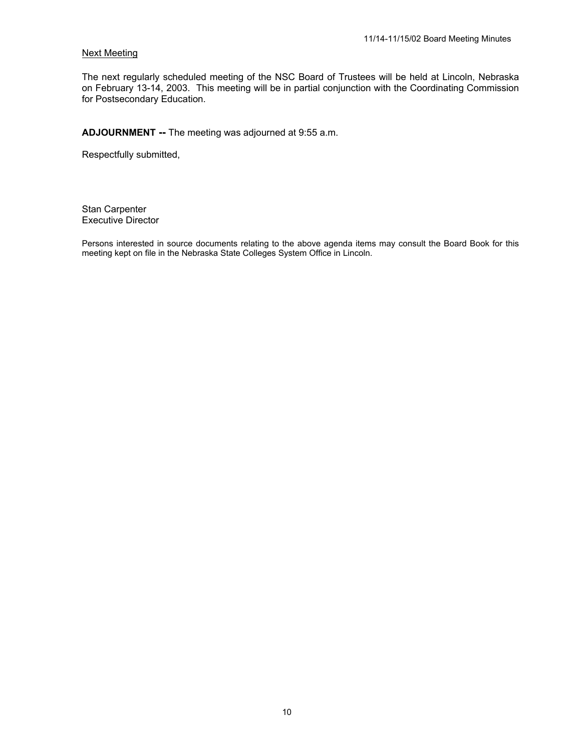<u>Next Meeting</u>

The next regularly scheduled meeting of the NSC Board of Trustees will be held at Lincoln, Nebraska on February 13-14, 2003. This meeting will be in partial conjunction with the Coordinating Commission for Postsecondary Education.

**ADJOURNMENT --** The meeting was adjourned at 9:55 a.m.

Respectfully submitted,

Stan Carpenter
Executive Director

Persons interested in source documents relating to the above agenda items may consult the Board Book for this meeting kept on file in the Nebraska State Colleges System Office in Lincoln.